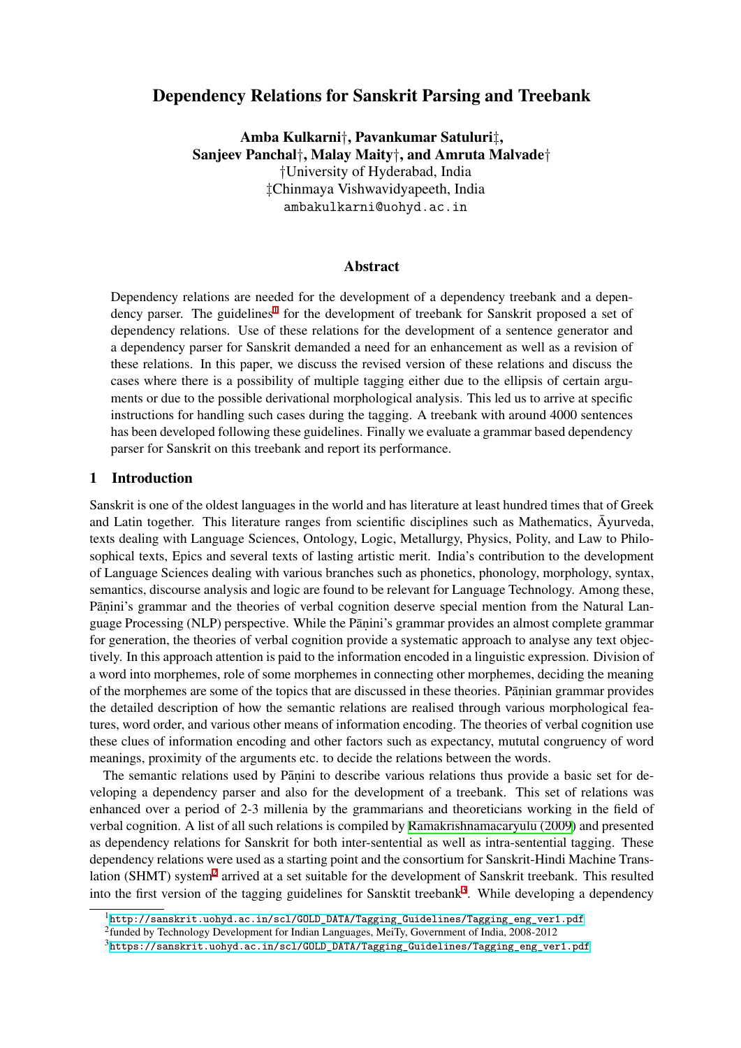# Dependency Relations for Sanskrit Parsing and Treebank

**Amba Kulkarni†, Pavankumar Satuluri‡, Sanjeev Panchal†, Malay Maity†, and Amruta Malvade†**

†University of Hyderabad, India
‡Chinmaya Vishwavidyapeeth, India
ambakulkarni@uohyd.ac.in

## Abstract

Dependency relations are needed for the development of a dependency treebank and a dependency parser. The guidelines[1] for the development of treebank for Sanskrit proposed a set of dependency relations. Use of these relations for the development of a sentence generator and a dependency parser for Sanskrit demanded a need for an enhancement as well as a revision of these relations. In this paper, we discuss the revised version of these relations and discuss the cases where there is a possibility of multiple tagging either due to the ellipsis of certain arguments or due to the possible derivational morphological analysis. This led us to arrive at specific instructions for handling such cases during the tagging. A treebank with around 4000 sentences has been developed following these guidelines. Finally we evaluate a grammar based dependency parser for Sanskrit on this treebank and report its performance.

## 1 Introduction

Sanskrit is one of the oldest languages in the world and has literature at least hundred times that of Greek and Latin together. This literature ranges from scientific disciplines such as Mathematics, Āyurveda, texts dealing with Language Sciences, Ontology, Logic, Metallurgy, Physics, Polity, and Law to Philosophical texts, Epics and several texts of lasting artistic merit. India's contribution to the development of Language Sciences dealing with various branches such as phonetics, phonology, morphology, syntax, semantics, discourse analysis and logic are found to be relevant for Language Technology. Among these, Pāṇini's grammar and the theories of verbal cognition deserve special mention from the Natural Language Processing (NLP) perspective. While the Pāṇini's grammar provides an almost complete grammar for generation, the theories of verbal cognition provide a systematic approach to analyse any text objectively. In this approach attention is paid to the information encoded in a linguistic expression. Division of a word into morphemes, role of some morphemes in connecting other morphemes, deciding the meaning of the morphemes are some of the topics that are discussed in these theories. Pāṇinian grammar provides the detailed description of how the semantic relations are realised through various morphological features, word order, and various other means of information encoding. The theories of verbal cognition use these clues of information encoding and other factors such as expectancy, mututal congruency of word meanings, proximity of the arguments etc. to decide the relations between the words.

The semantic relations used by Pāṇini to describe various relations thus provide a basic set for developing a dependency parser and also for the development of a treebank. This set of relations was enhanced over a period of 2-3 millenia by the grammarians and theoreticians working in the field of verbal cognition. A list of all such relations is compiled by Ramakrishnamacaryulu (2009) and presented as dependency relations for Sanskrit for both inter-sentential as well as intra-sentential tagging. These dependency relations were used as a starting point and the consortium for Sanskrit-Hindi Machine Translation (SHMT) system[2] arrived at a set suitable for the development of Sanskrit treebank. This resulted into the first version of the tagging guidelines for Sansktit treebank[3]. While developing a dependency

---

[1] http://sanskrit.uohyd.ac.in/scl/GOLD_DATA/Tagging_Guidelines/Tagging_eng_ver1.pdf

[2] funded by Technology Development for Indian Languages, MeiTy, Government of India, 2008-2012

[3] https://sanskrit.uohyd.ac.in/scl/GOLD_DATA/Tagging_Guidelines/Tagging_eng_ver1.pdf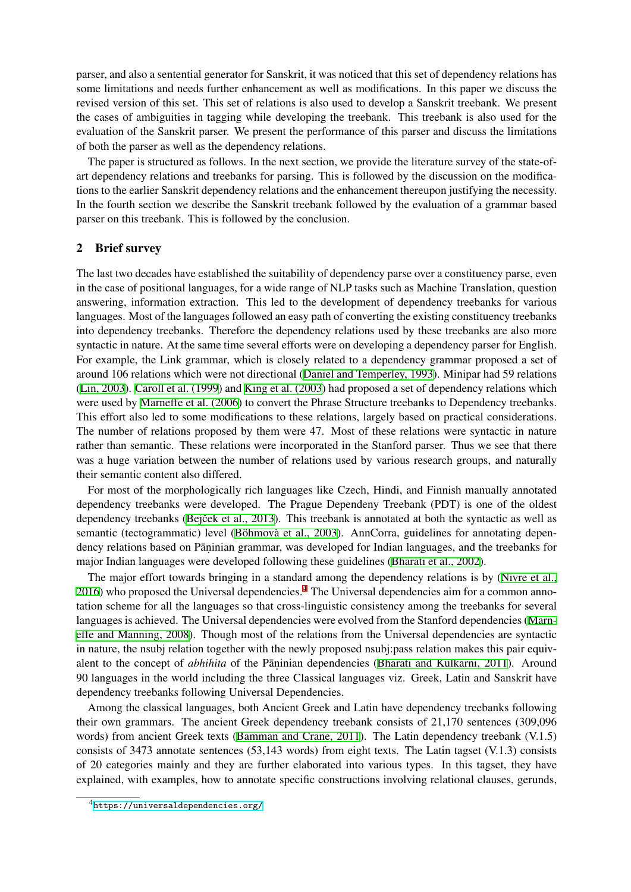parser, and also a sentential generator for Sanskrit, it was noticed that this set of dependency relations has some limitations and needs further enhancement as well as modifications. In this paper we discuss the revised version of this set. This set of relations is also used to develop a Sanskrit treebank. We present the cases of ambiguities in tagging while developing the treebank. This treebank is also used for the evaluation of the Sanskrit parser. We present the performance of this parser and discuss the limitations of both the parser as well as the dependency relations.

The paper is structured as follows. In the next section, we provide the literature survey of the state-of-art dependency relations and treebanks for parsing. This is followed by the discussion on the modifications to the earlier Sanskrit dependency relations and the enhancement thereupon justifying the necessity. In the fourth section we describe the Sanskrit treebank followed by the evaluation of a grammar based parser on this treebank. This is followed by the conclusion.

## 2 Brief survey

The last two decades have established the suitability of dependency parse over a constituency parse, even in the case of positional languages, for a wide range of NLP tasks such as Machine Translation, question answering, information extraction. This led to the development of dependency treebanks for various languages. Most of the languages followed an easy path of converting the existing constituency treebanks into dependency treebanks. Therefore the dependency relations used by these treebanks are also more syntactic in nature. At the same time several efforts were on developing a dependency parser for English. For example, the Link grammar, which is closely related to a dependency grammar proposed a set of around 106 relations which were not directional (Daniel and Temperley, 1993). Minipar had 59 relations (Lin, 2003). Caroll et al. (1999) and King et al. (2003) had proposed a set of dependency relations which were used by Marneffe et al. (2006) to convert the Phrase Structure treebanks to Dependency treebanks. This effort also led to some modifications to these relations, largely based on practical considerations. The number of relations proposed by them were 47. Most of these relations were syntactic in nature rather than semantic. These relations were incorporated in the Stanford parser. Thus we see that there was a huge variation between the number of relations used by various research groups, and naturally their semantic content also differed.

For most of the morphologically rich languages like Czech, Hindi, and Finnish manually annotated dependency treebanks were developed. The Prague Dependeny Treebank (PDT) is one of the oldest dependency treebanks (Bejček et al., 2013). This treebank is annotated at both the syntactic as well as semantic (tectogrammatic) level (Böhmovà et al., 2003). AnnCorra, guidelines for annotating dependency relations based on Pāṇinian grammar, was developed for Indian languages, and the treebanks for major Indian languages were developed following these guidelines (Bharati et al., 2002).

The major effort towards bringing in a standard among the dependency relations is by (Nivre et al., 2016) who proposed the Universal dependencies.[4] The Universal dependencies aim for a common annotation scheme for all the languages so that cross-linguistic consistency among the treebanks for several languages is achieved. The Universal dependencies were evolved from the Stanford dependencies (Marneffe and Manning, 2008). Though most of the relations from the Universal dependencies are syntactic in nature, the nsubj relation together with the newly proposed nsubj:pass relation makes this pair equivalent to the concept of *abhihita* of the Pāṇinian dependencies (Bharati and Kulkarni, 2011). Around 90 languages in the world including the three Classical languages viz. Greek, Latin and Sanskrit have dependency treebanks following Universal Dependencies.

Among the classical languages, both Ancient Greek and Latin have dependency treebanks following their own grammars. The ancient Greek dependency treebank consists of 21,170 sentences (309,096 words) from ancient Greek texts (Bamman and Crane, 2011). The Latin dependency treebank (V.1.5) consists of 3473 annotate sentences (53,143 words) from eight texts. The Latin tagset (V.1.3) consists of 20 categories mainly and they are further elaborated into various types. In this tagset, they have explained, with examples, how to annotate specific constructions involving relational clauses, gerunds,

[4] https://universaldependencies.org/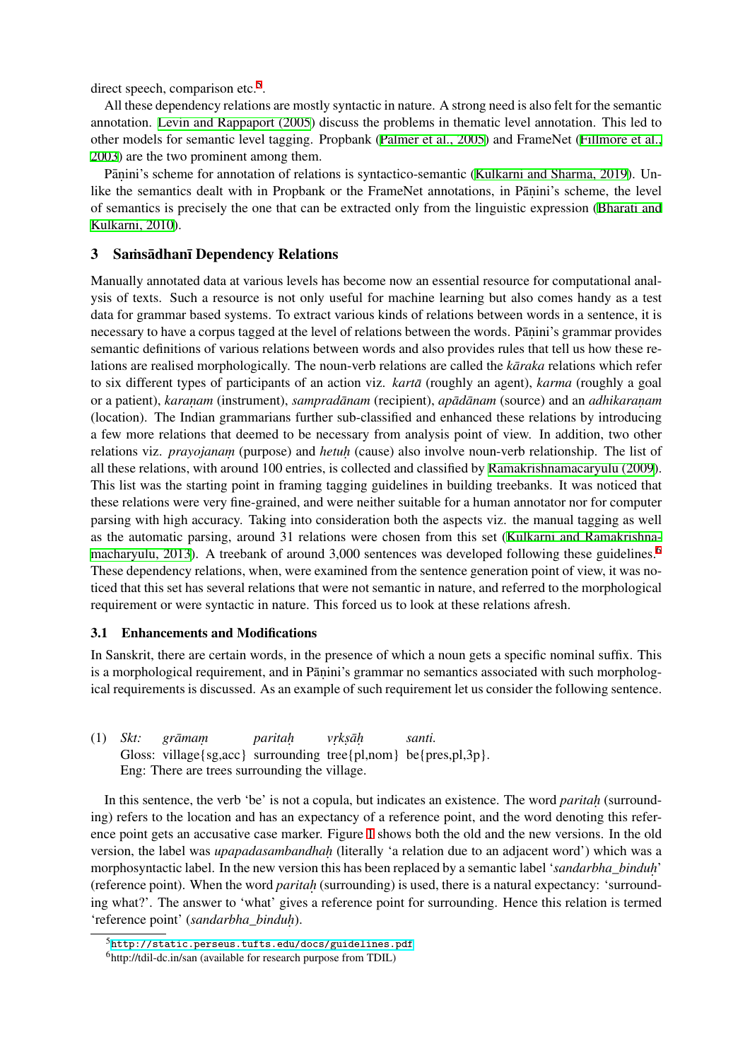direct speech, comparison etc.[5].

All these dependency relations are mostly syntactic in nature. A strong need is also felt for the semantic annotation. Levin and Rappaport (2005) discuss the problems in thematic level annotation. This led to other models for semantic level tagging. Propbank (Palmer et al., 2005) and FrameNet (Fillmore et al., 2003) are the two prominent among them.

Pāṇini's scheme for annotation of relations is syntactico-semantic (Kulkarni and Sharma, 2019). Unlike the semantics dealt with in Propbank or the FrameNet annotations, in Pāṇini's scheme, the level of semantics is precisely the one that can be extracted only from the linguistic expression (Bharati and Kulkarni, 2010).

## 3 Saṁsādhanī Dependency Relations

Manually annotated data at various levels has become now an essential resource for computational analysis of texts. Such a resource is not only useful for machine learning but also comes handy as a test data for grammar based systems. To extract various kinds of relations between words in a sentence, it is necessary to have a corpus tagged at the level of relations between the words. Pāṇini's grammar provides semantic definitions of various relations between words and also provides rules that tell us how these relations are realised morphologically. The noun-verb relations are called the *kāraka* relations which refer to six different types of participants of an action viz. *kartā* (roughly an agent), *karma* (roughly a goal or a patient), *karaṇam* (instrument), *sampradānam* (recipient), *apādānam* (source) and an *adhikaraṇam* (location). The Indian grammarians further sub-classified and enhanced these relations by introducing a few more relations that deemed to be necessary from analysis point of view. In addition, two other relations viz. *prayojanaṃ* (purpose) and *hetuḥ* (cause) also involve noun-verb relationship. The list of all these relations, with around 100 entries, is collected and classified by Ramakrishnamacaryulu (2009). This list was the starting point in framing tagging guidelines in building treebanks. It was noticed that these relations were very fine-grained, and were neither suitable for a human annotator nor for computer parsing with high accuracy. Taking into consideration both the aspects viz. the manual tagging as well as the automatic parsing, around 31 relations were chosen from this set (Kulkarni and Ramakrishnamacharyulu, 2013). A treebank of around 3,000 sentences was developed following these guidelines.[6] These dependency relations, when, were examined from the sentence generation point of view, it was noticed that this set has several relations that were not semantic in nature, and referred to the morphological requirement or were syntactic in nature. This forced us to look at these relations afresh.

### 3.1 Enhancements and Modifications

In Sanskrit, there are certain words, in the presence of which a noun gets a specific nominal suffix. This is a morphological requirement, and in Pāṇini's grammar no semantics associated with such morphological requirements is discussed. As an example of such requirement let us consider the following sentence.

(1) *Skt:* *grāmaṃ* *paritaḥ* *vṛkṣāḥ* *santi.*
Gloss: village{sg,acc} surrounding tree{pl,nom} be{pres,pl,3p}.
Eng: There are trees surrounding the village.

In this sentence, the verb 'be' is not a copula, but indicates an existence. The word *paritaḥ* (surrounding) refers to the location and has an expectancy of a reference point, and the word denoting this reference point gets an accusative case marker. Figure 1 shows both the old and the new versions. In the old version, the label was *upapadasambandhaḥ* (literally 'a relation due to an adjacent word') which was a morphosyntactic label. In the new version this has been replaced by a semantic label '*sandarbha_binduḥ*' (reference point). When the word *paritaḥ* (surrounding) is used, there is a natural expectancy: 'surrounding what?'. The answer to 'what' gives a reference point for surrounding. Hence this relation is termed 'reference point' (*sandarbha_binduḥ*).

[5] http://static.perseus.tufts.edu/docs/guidelines.pdf

[6] http://tdil-dc.in/san (available for research purpose from TDIL)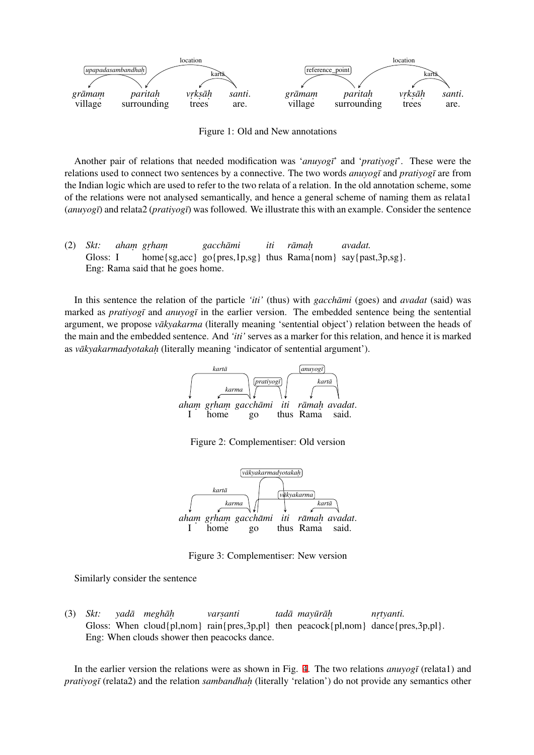upapadasambandhaḥ, location, kartā — grāmam paritaḥ vṛkṣāḥ santi. village surrounding trees are.

reference_point, location, kartā — grāmam paritaḥ vṛkṣāḥ santi. village surrounding trees are.

Figure 1: Old and New annotations

Another pair of relations that needed modification was '*anuyogī*' and '*pratiyogī*'. These were the relations used to connect two sentences by a connective. The two words *anuyogī* and *pratiyogī* are from the Indian logic which are used to refer to the two relata of a relation. In the old annotation scheme, some of the relations were not analysed semantically, and hence a general scheme of naming them as relata1 (*anuyogī*) and relata2 (*pratiyogī*) was followed. We illustrate this with an example. Consider the sentence

(2) *Skt:* *ahaṃ gṛhaṃ gacchāmi iti rāmaḥ avadat.*
Gloss: I home{sg,acc} go{pres,1p,sg} thus Rama{nom} say{past,3p,sg}.
Eng: Rama said that he goes home.

In this sentence the relation of the particle *'iti'* (thus) with *gacchāmi* (goes) and *avadat* (said) was marked as *pratiyogī* and *anuyogī* in the earlier version. The embedded sentence being the sentential argument, we propose *vākyakarma* (literally meaning 'sentential object') relation between the heads of the main and the embedded sentence. And *'iti'* serves as a marker for this relation, and hence it is marked as *vākyakarmadyotakaḥ* (literally meaning 'indicator of sentential argument').

kartā, karma, pratiyogī, anuyogī, kartā — ahaṃ gṛhaṃ gacchāmi iti rāmaḥ avadat. I home go thus Rama said.

Figure 2: Complementiser: Old version

vākyakarmadyotakaḥ, kartā, karma, vākyakarma, kartā — ahaṃ gṛhaṃ gacchāmi iti rāmaḥ avadat. I home go thus Rama said.

Figure 3: Complementiser: New version

Similarly consider the sentence

(3) *Skt:* *yadā meghāḥ varṣanti tadā mayūrāḥ nṛtyanti.*
Gloss: When cloud{pl,nom} rain{pres,3p,pl} then peacock{pl,nom} dance{pres,3p,pl}.
Eng: When clouds shower then peacocks dance.

In the earlier version the relations were as shown in Fig. 4. The two relations *anuyogī* (relata1) and *pratiyogī* (relata2) and the relation *sambandhaḥ* (literally 'relation') do not provide any semantics other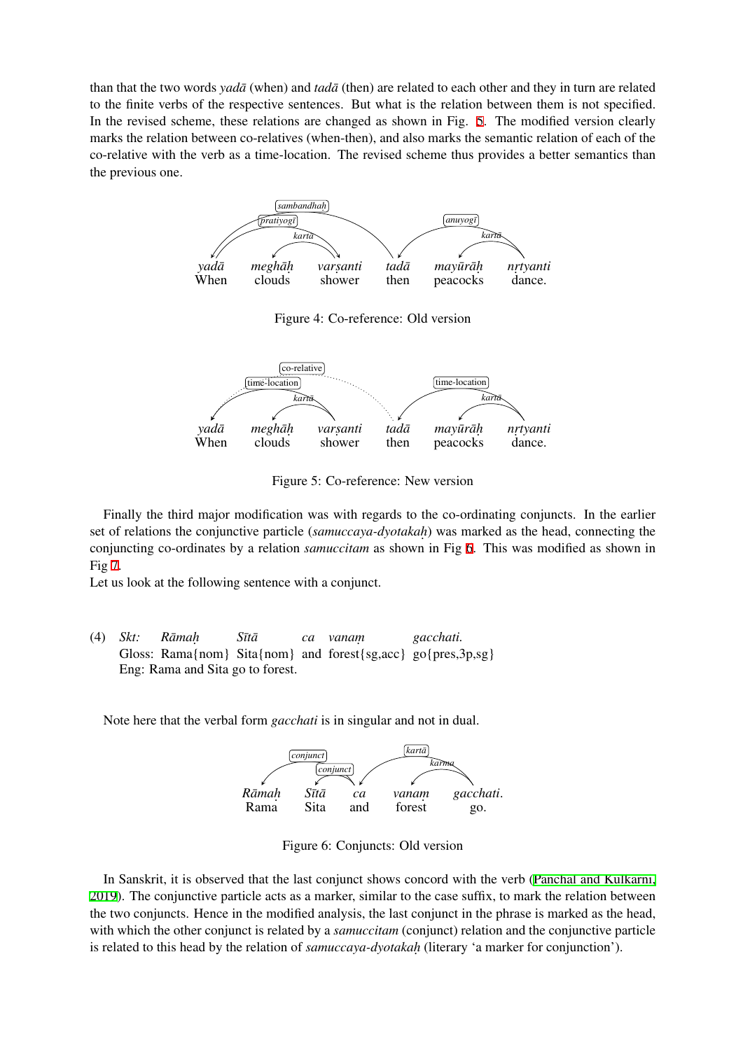than that the two words *yadā* (when) and *tadā* (then) are related to each other and they in turn are related to the finite verbs of the respective sentences. But what is the relation between them is not specified. In the revised scheme, these relations are changed as shown in Fig. 5. The modified version clearly marks the relation between co-relatives (when-then), and also marks the semantic relation of each of the co-relative with the verb as a time-location. The revised scheme thus provides a better semantics than the previous one.

sambandhaḥ  
pratiyogī  
kartā  
anuyogī  
kartā

*yadā* *meghāḥ* *varṣanti* *tadā* *mayūrāḥ* *nṛtyanti*  
When clouds shower then peacocks dance.

Figure 4: Co-reference: Old version

co-relative  
time-location  
kartā  
time-location  
kartā

*yadā* *meghāḥ* *varṣanti* *tadā* *mayūrāḥ* *nṛtyanti*  
When clouds shower then peacocks dance.

Figure 5: Co-reference: New version

Finally the third major modification was with regards to the co-ordinating conjuncts. In the earlier set of relations the conjunctive particle (*samuccaya-dyotakaḥ*) was marked as the head, connecting the conjuncting co-ordinates by a relation *samuccitam* as shown in Fig 6. This was modified as shown in Fig 7.

Let us look at the following sentence with a conjunct.

(4) *Skt:* *Rāmaḥ* *Sītā* *ca* *vanaṃ* *gacchati.*  
Gloss: Rama{nom} Sita{nom} and forest{sg,acc} go{pres,3p,sg}  
Eng: Rama and Sita go to forest.

Note here that the verbal form *gacchati* is in singular and not in dual.

conjunct  
conjunct  
kartā  
karma

*Rāmaḥ* *Sītā* *ca* *vanaṃ* *gacchati.*  
Rama Sita and forest go.

Figure 6: Conjuncts: Old version

In Sanskrit, it is observed that the last conjunct shows concord with the verb (Panchal and Kulkarni, 2019). The conjunctive particle acts as a marker, similar to the case suffix, to mark the relation between the two conjuncts. Hence in the modified analysis, the last conjunct in the phrase is marked as the head, with which the other conjunct is related by a *samuccitam* (conjunct) relation and the conjunctive particle is related to this head by the relation of *samuccaya-dyotakaḥ* (literary 'a marker for conjunction').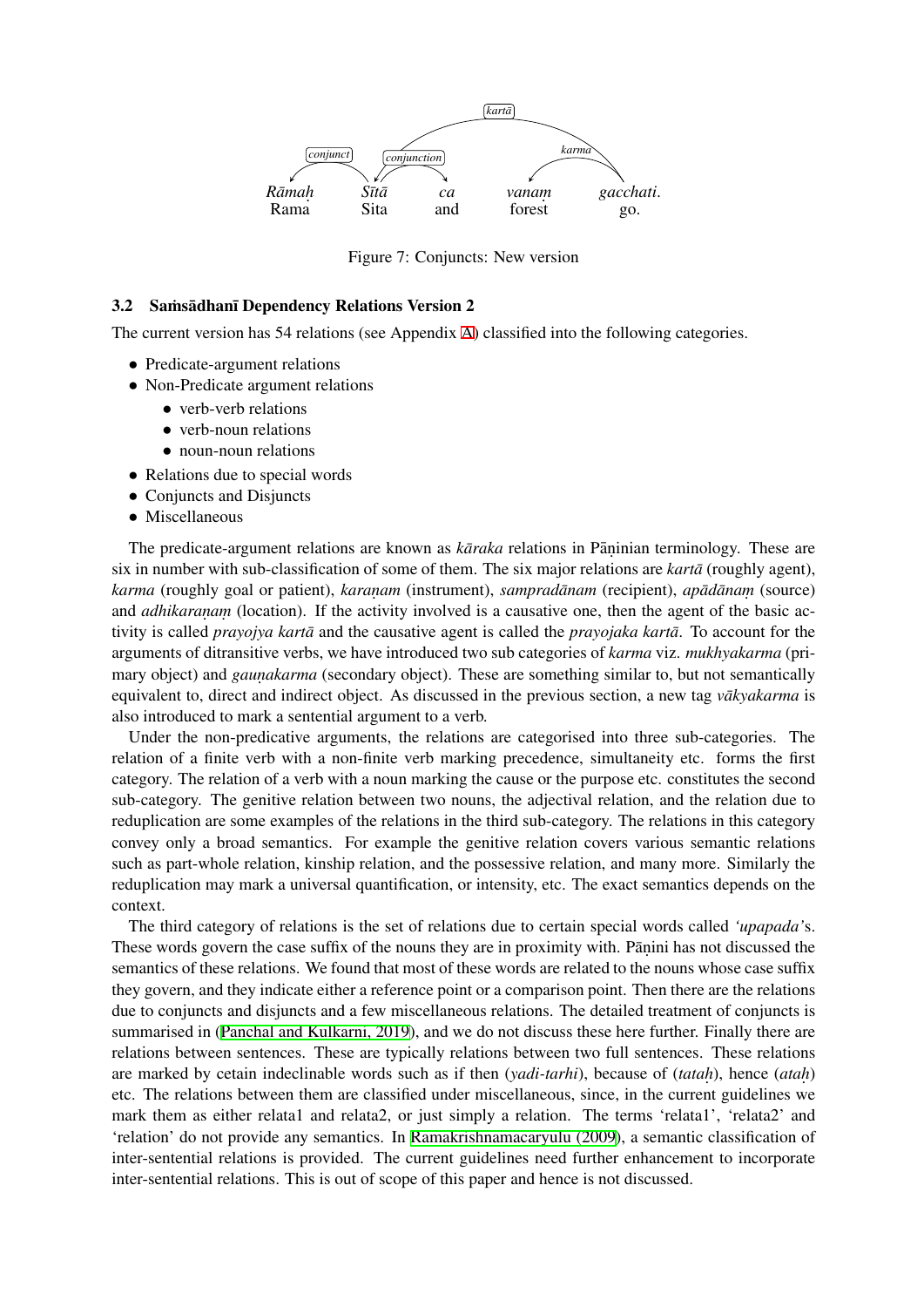Rāmaḥ Sītā ca vanaṃ gacchati.
Rama Sita and forest go.

Figure 7: Conjuncts: New version

### 3.2 Saṁsādhanī Dependency Relations Version 2

The current version has 54 relations (see Appendix A) classified into the following categories.

- Predicate-argument relations
- Non-Predicate argument relations
  - verb-verb relations
  - verb-noun relations
  - noun-noun relations
- Relations due to special words
- Conjuncts and Disjuncts
- Miscellaneous

The predicate-argument relations are known as *kāraka* relations in Pāṇinian terminology. These are six in number with sub-classification of some of them. The six major relations are *kartā* (roughly agent), *karma* (roughly goal or patient), *karaṇam* (instrument), *sampradānam* (recipient), *apādānaṃ* (source) and *adhikaraṇaṃ* (location). If the activity involved is a causative one, then the agent of the basic activity is called *prayojya kartā* and the causative agent is called the *prayojaka kartā*. To account for the arguments of ditransitive verbs, we have introduced two sub categories of *karma* viz. *mukhyakarma* (primary object) and *gauṇakarma* (secondary object). These are something similar to, but not semantically equivalent to, direct and indirect object. As discussed in the previous section, a new tag *vākyakarma* is also introduced to mark a sentential argument to a verb.

Under the non-predicative arguments, the relations are categorised into three sub-categories. The relation of a finite verb with a non-finite verb marking precedence, simultaneity etc. forms the first category. The relation of a verb with a noun marking the cause or the purpose etc. constitutes the second sub-category. The genitive relation between two nouns, the adjectival relation, and the relation due to reduplication are some examples of the relations in the third sub-category. The relations in this category convey only a broad semantics. For example the genitive relation covers various semantic relations such as part-whole relation, kinship relation, and the possessive relation, and many more. Similarly the reduplication may mark a universal quantification, or intensity, etc. The exact semantics depends on the context.

The third category of relations is the set of relations due to certain special words called *'upapada'*s. These words govern the case suffix of the nouns they are in proximity with. Pāṇini has not discussed the semantics of these relations. We found that most of these words are related to the nouns whose case suffix they govern, and they indicate either a reference point or a comparison point. Then there are the relations due to conjuncts and disjuncts and a few miscellaneous relations. The detailed treatment of conjuncts is summarised in (Panchal and Kulkarni, 2019), and we do not discuss these here further. Finally there are relations between sentences. These are typically relations between two full sentences. These relations are marked by cetain indeclinable words such as if then (*yadi-tarhi*), because of (*tataḥ*), hence (*ataḥ*) etc. The relations between them are classified under miscellaneous, since, in the current guidelines we mark them as either relata1 and relata2, or just simply a relation. The terms 'relata1', 'relata2' and 'relation' do not provide any semantics. In Ramakrishnamacaryulu (2009), a semantic classification of inter-sentential relations is provided. The current guidelines need further enhancement to incorporate inter-sentential relations. This is out of scope of this paper and hence is not discussed.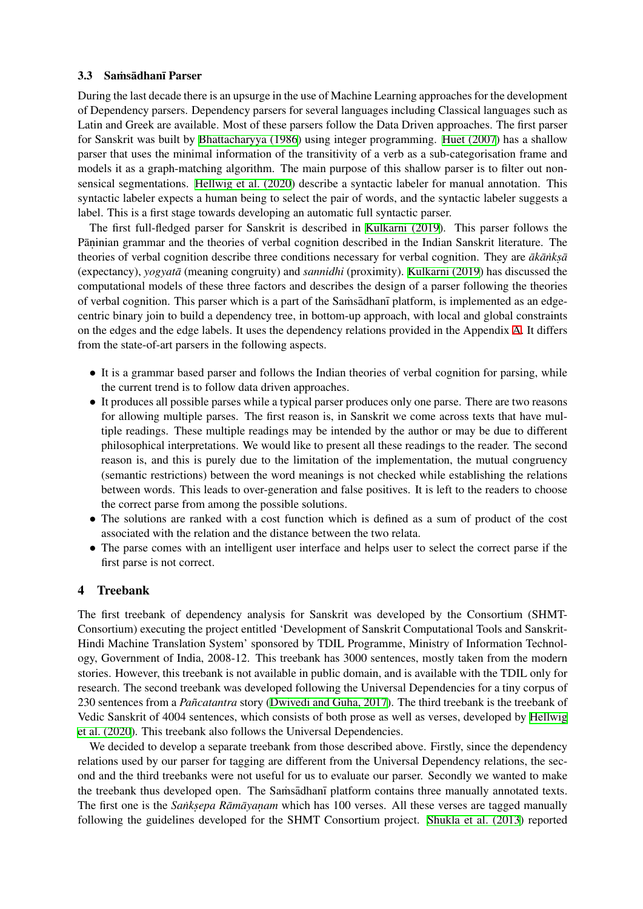### 3.3 Saṁsādhanī Parser

During the last decade there is an upsurge in the use of Machine Learning approaches for the development of Dependency parsers. Dependency parsers for several languages including Classical languages such as Latin and Greek are available. Most of these parsers follow the Data Driven approaches. The first parser for Sanskrit was built by Bhattacharyya (1986) using integer programming. Huet (2007) has a shallow parser that uses the minimal information of the transitivity of a verb as a sub-categorisation frame and models it as a graph-matching algorithm. The main purpose of this shallow parser is to filter out non-sensical segmentations. Hellwig et al. (2020) describe a syntactic labeler for manual annotation. This syntactic labeler expects a human being to select the pair of words, and the syntactic labeler suggests a label. This is a first stage towards developing an automatic full syntactic parser.

The first full-fledged parser for Sanskrit is described in Kulkarni (2019). This parser follows the Pāṇinian grammar and the theories of verbal cognition described in the Indian Sanskrit literature. The theories of verbal cognition describe three conditions necessary for verbal cognition. They are *ākāṅkṣā* (expectancy), *yogyatā* (meaning congruity) and *sannidhi* (proximity). Kulkarni (2019) has discussed the computational models of these three factors and describes the design of a parser following the theories of verbal cognition. This parser which is a part of the Saṁsādhanī platform, is implemented as an edge-centric binary join to build a dependency tree, in bottom-up approach, with local and global constraints on the edges and the edge labels. It uses the dependency relations provided in the Appendix A. It differs from the state-of-art parsers in the following aspects.

- It is a grammar based parser and follows the Indian theories of verbal cognition for parsing, while the current trend is to follow data driven approaches.
- It produces all possible parses while a typical parser produces only one parse. There are two reasons for allowing multiple parses. The first reason is, in Sanskrit we come across texts that have multiple readings. These multiple readings may be intended by the author or may be due to different philosophical interpretations. We would like to present all these readings to the reader. The second reason is, and this is purely due to the limitation of the implementation, the mutual congruency (semantic restrictions) between the word meanings is not checked while establishing the relations between words. This leads to over-generation and false positives. It is left to the readers to choose the correct parse from among the possible solutions.
- The solutions are ranked with a cost function which is defined as a sum of product of the cost associated with the relation and the distance between the two relata.
- The parse comes with an intelligent user interface and helps user to select the correct parse if the first parse is not correct.

## 4 Treebank

The first treebank of dependency analysis for Sanskrit was developed by the Consortium (SHMT-Consortium) executing the project entitled 'Development of Sanskrit Computational Tools and Sanskrit-Hindi Machine Translation System' sponsored by TDIL Programme, Ministry of Information Technology, Government of India, 2008-12. This treebank has 3000 sentences, mostly taken from the modern stories. However, this treebank is not available in public domain, and is available with the TDIL only for research. The second treebank was developed following the Universal Dependencies for a tiny corpus of 230 sentences from a *Pañcatantra* story (Dwivedi and Guha, 2017). The third treebank is the treebank of Vedic Sanskrit of 4004 sentences, which consists of both prose as well as verses, developed by Hellwig et al. (2020). This treebank also follows the Universal Dependencies.

We decided to develop a separate treebank from those described above. Firstly, since the dependency relations used by our parser for tagging are different from the Universal Dependency relations, the second and the third treebanks were not useful for us to evaluate our parser. Secondly we wanted to make the treebank thus developed open. The Saṁsādhanī platform contains three manually annotated texts. The first one is the *Saṅkṣepa Rāmāyaṇam* which has 100 verses. All these verses are tagged manually following the guidelines developed for the SHMT Consortium project. Shukla et al. (2013) reported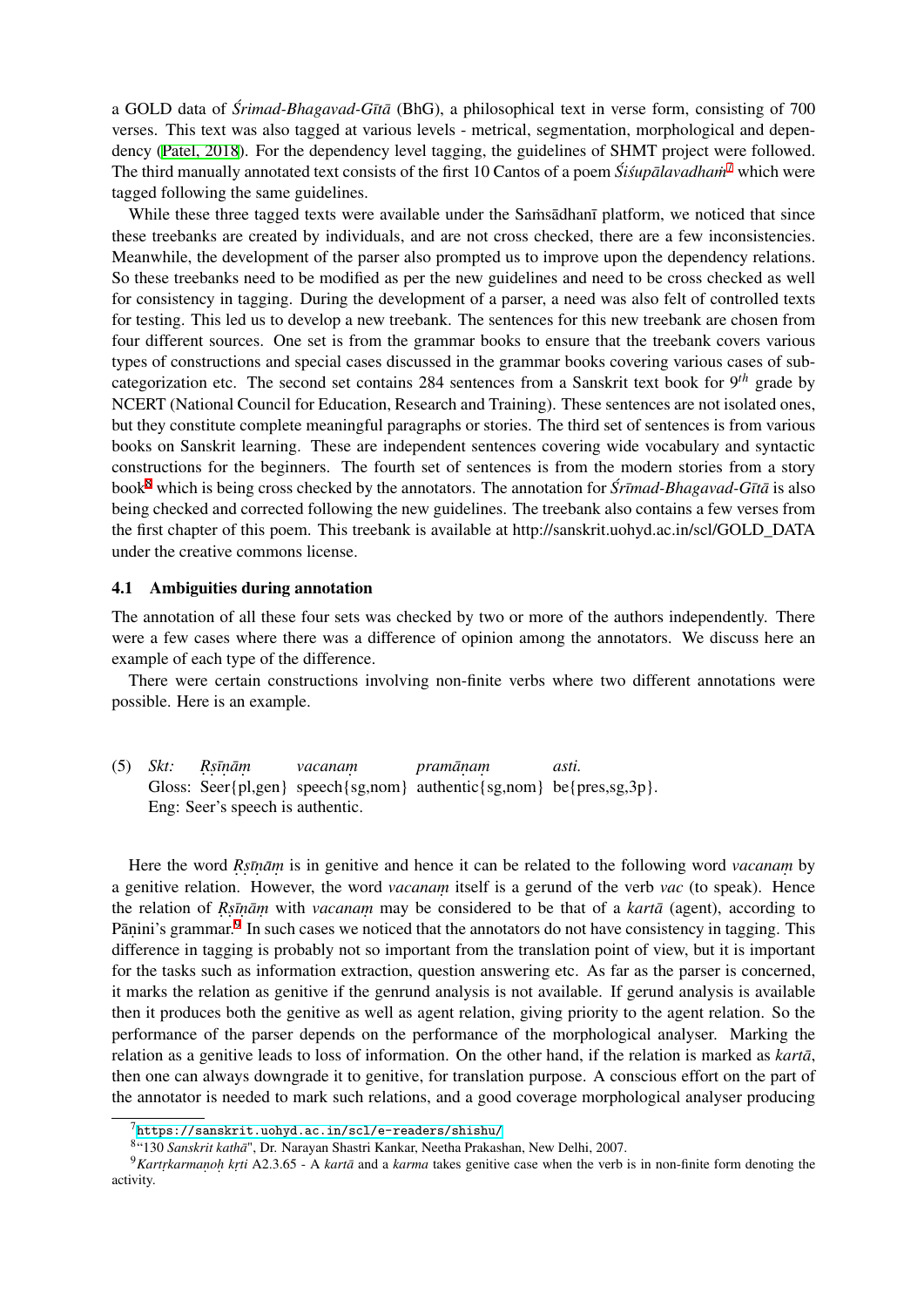a GOLD data of *Śrimad-Bhagavad-Gītā* (BhG), a philosophical text in verse form, consisting of 700 verses. This text was also tagged at various levels - metrical, segmentation, morphological and dependency (Patel, 2018). For the dependency level tagging, the guidelines of SHMT project were followed. The third manually annotated text consists of the first 10 Cantos of a poem *Śiśupālavadham*[7] which were tagged following the same guidelines.

While these three tagged texts were available under the Saṁsādhanī platform, we noticed that since these treebanks are created by individuals, and are not cross checked, there are a few inconsistencies. Meanwhile, the development of the parser also prompted us to improve upon the dependency relations. So these treebanks need to be modified as per the new guidelines and need to be cross checked as well for consistency in tagging. During the development of a parser, a need was also felt of controlled texts for testing. This led us to develop a new treebank. The sentences for this new treebank are chosen from four different sources. One set is from the grammar books to ensure that the treebank covers various types of constructions and special cases discussed in the grammar books covering various cases of subcategorization etc. The second set contains 284 sentences from a Sanskrit text book for 9$^{th}$ grade by NCERT (National Council for Education, Research and Training). These sentences are not isolated ones, but they constitute complete meaningful paragraphs or stories. The third set of sentences is from various books on Sanskrit learning. These are independent sentences covering wide vocabulary and syntactic constructions for the beginners. The fourth set of sentences is from the modern stories from a story book[8] which is being cross checked by the annotators. The annotation for *Śrīmad-Bhagavad-Gītā* is also being checked and corrected following the new guidelines. The treebank also contains a few verses from the first chapter of this poem. This treebank is available at http://sanskrit.uohyd.ac.in/scl/GOLD_DATA under the creative commons license.

### 4.1 Ambiguities during annotation

The annotation of all these four sets was checked by two or more of the authors independently. There were a few cases where there was a difference of opinion among the annotators. We discuss here an example of each type of the difference.

There were certain constructions involving non-finite verbs where two different annotations were possible. Here is an example.

(5) *Skt:* *Ṛṣīṇām* *vacanaṃ* *pramāṇaṃ* *asti.*
Gloss: Seer{pl,gen} speech{sg,nom} authentic{sg,nom} be{pres,sg,3p}.
Eng: Seer's speech is authentic.

Here the word *Ṛṣīṇām* is in genitive and hence it can be related to the following word *vacanaṃ* by a genitive relation. However, the word *vacanaṃ* itself is a gerund of the verb *vac* (to speak). Hence the relation of *Ṛṣīṇām* with *vacanaṃ* may be considered to be that of a *kartā* (agent), according to Pāṇini's grammar.[9] In such cases we noticed that the annotators do not have consistency in tagging. This difference in tagging is probably not so important from the translation point of view, but it is important for the tasks such as information extraction, question answering etc. As far as the parser is concerned, it marks the relation as genitive if the genrund analysis is not available. If gerund analysis is available then it produces both the genitive as well as agent relation, giving priority to the agent relation. So the performance of the parser depends on the performance of the morphological analyser. Marking the relation as a genitive leads to loss of information. On the other hand, if the relation is marked as *kartā*, then one can always downgrade it to genitive, for translation purpose. A conscious effort on the part of the annotator is needed to mark such relations, and a good coverage morphological analyser producing

[7] https://sanskrit.uohyd.ac.in/scl/e-readers/shishu/

[8] "130 *Sanskrit kathā*", Dr. Narayan Shastri Kankar, Neetha Prakashan, New Delhi, 2007.

[9] *Kartṛkarmaṇoḥ kṛti* A2.3.65 - A *kartā* and a *karma* takes genitive case when the verb is in non-finite form denoting the activity.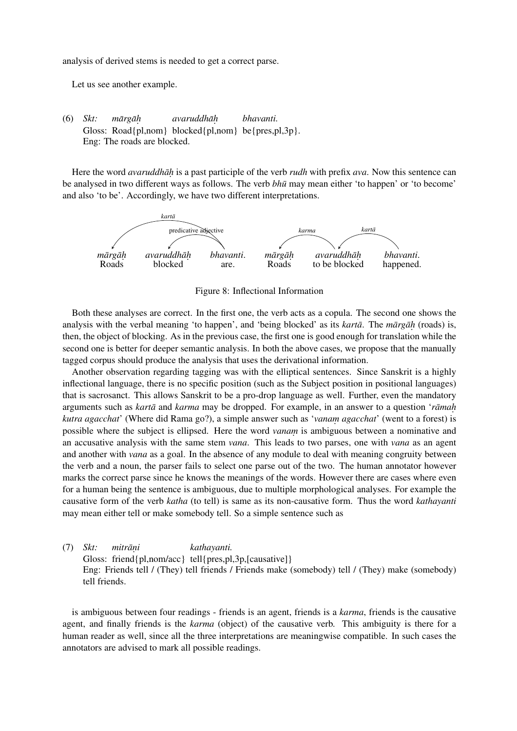analysis of derived stems is needed to get a correct parse.

Let us see another example.

(6) *Skt:* *mārgāḥ* *avaruddhāḥ* *bhavanti.*
Gloss: Road{pl,nom} blocked{pl,nom} be{pres,pl,3p}.
Eng: The roads are blocked.

Here the word *avaruddhāḥ* is a past participle of the verb *rudh* with prefix *ava*. Now this sentence can be analysed in two different ways as follows. The verb *bhū* may mean either 'to happen' or 'to become' and also 'to be'. Accordingly, we have two different interpretations.

*kartā* — predicative adjective

*mārgāḥ* Roads — *avaruddhāḥ* blocked — *bhavanti.* are.

*karma* — *kartā*

*mārgāḥ* Roads — *avaruddhāḥ* to be blocked — *bhavanti.* happened.

Figure 8: Inflectional Information

Both these analyses are correct. In the first one, the verb acts as a copula. The second one shows the analysis with the verbal meaning 'to happen', and 'being blocked' as its *kartā*. The *mārgāḥ* (roads) is, then, the object of blocking. As in the previous case, the first one is good enough for translation while the second one is better for deeper semantic analysis. In both the above cases, we propose that the manually tagged corpus should produce the analysis that uses the derivational information.

Another observation regarding tagging was with the elliptical sentences. Since Sanskrit is a highly inflectional language, there is no specific position (such as the Subject position in positional languages) that is sacrosanct. This allows Sanskrit to be a pro-drop language as well. Further, even the mandatory arguments such as *kartā* and *karma* may be dropped. For example, in an answer to a question '*rāmaḥ kutra agacchat*' (Where did Rama go?), a simple answer such as '*vanaṃ agacchat*' (went to a forest) is possible where the subject is ellipsed. Here the word *vanaṃ* is ambiguous between a nominative and an accusative analysis with the same stem *vana*. This leads to two parses, one with *vana* as an agent and another with *vana* as a goal. In the absence of any module to deal with meaning congruity between the verb and a noun, the parser fails to select one parse out of the two. The human annotator however marks the correct parse since he knows the meanings of the words. However there are cases where even for a human being the sentence is ambiguous, due to multiple morphological analyses. For example the causative form of the verb *katha* (to tell) is same as its non-causative form. Thus the word *kathayanti* may mean either tell or make somebody tell. So a simple sentence such as

(7) *Skt:* *mitrāṇi* *kathayanti.*
Gloss: friend{pl,nom/acc} tell{pres,pl,3p,[causative]}
Eng: Friends tell / (They) tell friends / Friends make (somebody) tell / (They) make (somebody) tell friends.

is ambiguous between four readings - friends is an agent, friends is a *karma*, friends is the causative agent, and finally friends is the *karma* (object) of the causative verb. This ambiguity is there for a human reader as well, since all the three interpretations are meaningwise compatible. In such cases the annotators are advised to mark all possible readings.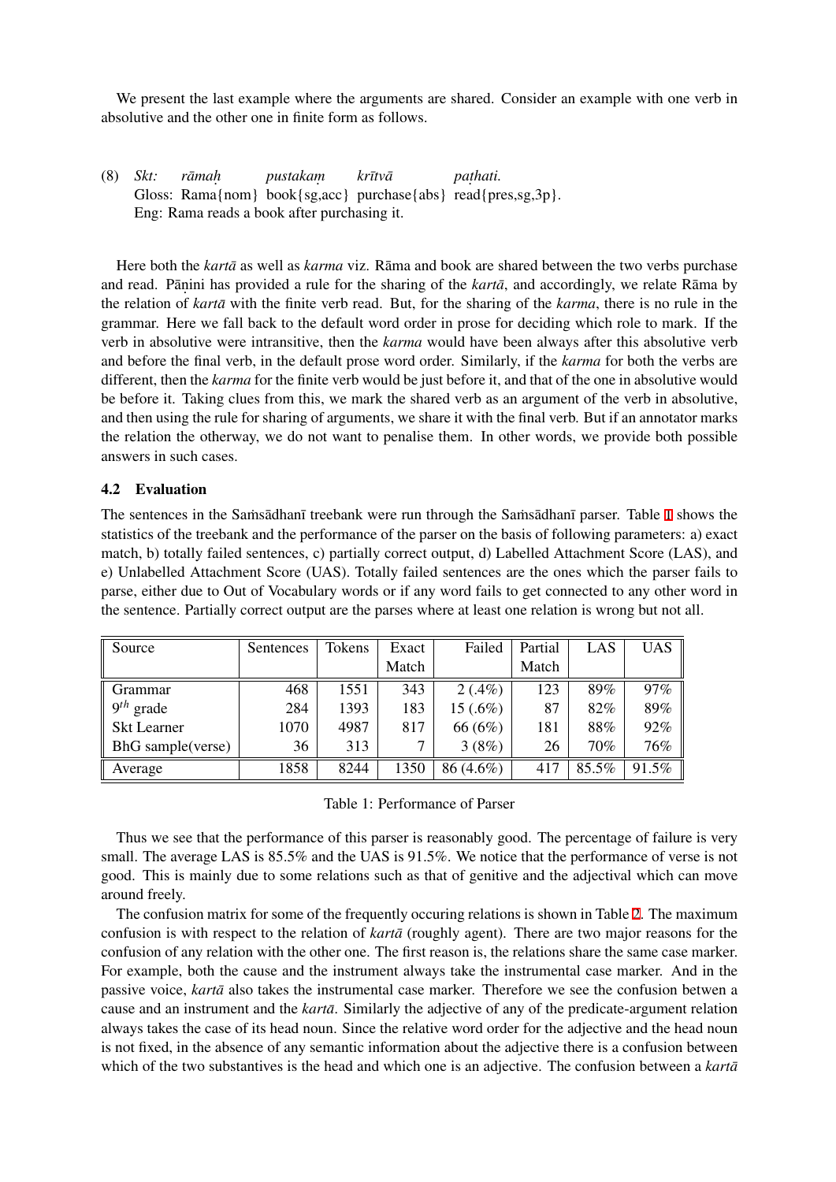We present the last example where the arguments are shared. Consider an example with one verb in absolutive and the other one in finite form as follows.

(8) *Skt:* *rāmaḥ* *pustakaṃ* *krītvā* *paṭhati.*
Gloss: Rama{nom} book{sg,acc} purchase{abs} read{pres,sg,3p}.
Eng: Rama reads a book after purchasing it.

Here both the *kartā* as well as *karma* viz. Rāma and book are shared between the two verbs purchase and read. Pāṇini has provided a rule for the sharing of the *kartā*, and accordingly, we relate Rāma by the relation of *kartā* with the finite verb read. But, for the sharing of the *karma*, there is no rule in the grammar. Here we fall back to the default word order in prose for deciding which role to mark. If the verb in absolutive were intransitive, then the *karma* would have been always after this absolutive verb and before the final verb, in the default prose word order. Similarly, if the *karma* for both the verbs are different, then the *karma* for the finite verb would be just before it, and that of the one in absolutive would be before it. Taking clues from this, we mark the shared verb as an argument of the verb in absolutive, and then using the rule for sharing of arguments, we share it with the final verb. But if an annotator marks the relation the otherway, we do not want to penalise them. In other words, we provide both possible answers in such cases.

### 4.2 Evaluation

The sentences in the Saṁsādhanī treebank were run through the Saṁsādhanī parser. Table 1 shows the statistics of the treebank and the performance of the parser on the basis of following parameters: a) exact match, b) totally failed sentences, c) partially correct output, d) Labelled Attachment Score (LAS), and e) Unlabelled Attachment Score (UAS). Totally failed sentences are the ones which the parser fails to parse, either due to Out of Vocabulary words or if any word fails to get connected to any other word in the sentence. Partially correct output are the parses where at least one relation is wrong but not all.

| Source | Sentences | Tokens | Exact Match | Failed | Partial Match | LAS | UAS |
|---|---|---|---|---|---|---|---|
| Grammar | 468 | 1551 | 343 | 2 (.4%) | 123 | 89% | 97% |
| $9^{th}$ grade | 284 | 1393 | 183 | 15 (.6%) | 87 | 82% | 89% |
| Skt Learner | 1070 | 4987 | 817 | 66 (6%) | 181 | 88% | 92% |
| BhG sample(verse) | 36 | 313 | 7 | 3 (8%) | 26 | 70% | 76% |
| Average | 1858 | 8244 | 1350 | 86 (4.6%) | 417 | 85.5% | 91.5% |

Table 1: Performance of Parser

Thus we see that the performance of this parser is reasonably good. The percentage of failure is very small. The average LAS is 85.5% and the UAS is 91.5%. We notice that the performance of verse is not good. This is mainly due to some relations such as that of genitive and the adjectival which can move around freely.

The confusion matrix for some of the frequently occuring relations is shown in Table 2. The maximum confusion is with respect to the relation of *kartā* (roughly agent). There are two major reasons for the confusion of any relation with the other one. The first reason is, the relations share the same case marker. For example, both the cause and the instrument always take the instrumental case marker. And in the passive voice, *kartā* also takes the instrumental case marker. Therefore we see the confusion betwen a cause and an instrument and the *kartā*. Similarly the adjective of any of the predicate-argument relation always takes the case of its head noun. Since the relative word order for the adjective and the head noun is not fixed, in the absence of any semantic information about the adjective there is a confusion between which of the two substantives is the head and which one is an adjective. The confusion between a *kartā*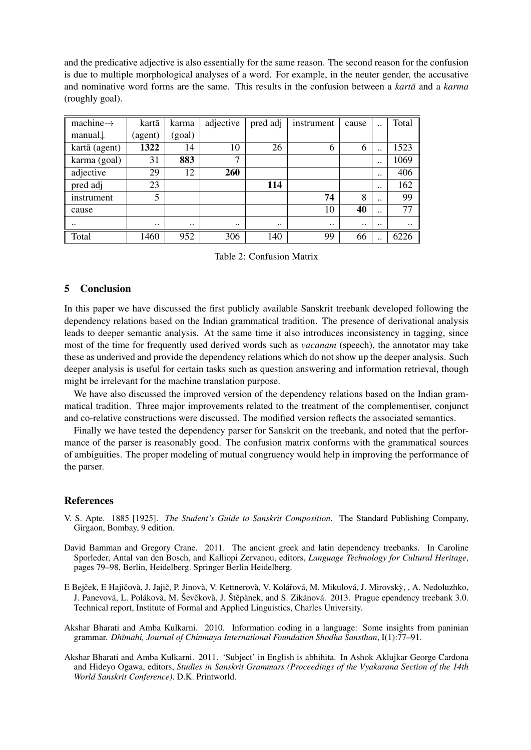and the predicative adjective is also essentially for the same reason. The second reason for the confusion is due to multiple morphological analyses of a word. For example, in the neuter gender, the accusative and nominative word forms are the same. This results in the confusion between a *kartā* and a *karma* (roughly goal).

| machine→ manual↓ | kartā (agent) | karma (goal) | adjective | pred adj | instrument | cause | .. | Total |
|---|---|---|---|---|---|---|---|---|
| kartā (agent) | **1322** | 14 | 10 | 26 | 6 | 6 | .. | 1523 |
| karma (goal) | 31 | **883** | 7 | | | | .. | 1069 |
| adjective | 29 | 12 | **260** | | | | .. | 406 |
| pred adj | 23 | | | **114** | | | .. | 162 |
| instrument | 5 | | | | **74** | 8 | .. | 99 |
| cause | | | | | 10 | **40** | .. | 77 |
| .. | .. | .. | .. | .. | .. | .. | .. | .. |
| Total | 1460 | 952 | 306 | 140 | 99 | 66 | .. | 6226 |

Table 2: Confusion Matrix

## 5 Conclusion

In this paper we have discussed the first publicly available Sanskrit treebank developed following the dependency relations based on the Indian grammatical tradition. The presence of derivational analysis leads to deeper semantic analysis. At the same time it also introduces inconsistency in tagging, since most of the time for frequently used derived words such as *vacanam* (speech), the annotator may take these as underived and provide the dependency relations which do not show up the deeper analysis. Such deeper analysis is useful for certain tasks such as question answering and information retrieval, though might be irrelevant for the machine translation purpose.

We have also discussed the improved version of the dependency relations based on the Indian grammatical tradition. Three major improvements related to the treatment of the complementiser, conjunct and co-relative constructions were discussed. The modified version reflects the associated semantics.

Finally we have tested the dependency parser for Sanskrit on the treebank, and noted that the performance of the parser is reasonably good. The confusion matrix conforms with the grammatical sources of ambiguities. The proper modeling of mutual congruency would help in improving the performance of the parser.

## References

V. S. Apte. 1885 [1925]. *The Student's Guide to Sanskrit Composition*. The Standard Publishing Company, Girgaon, Bombay, 9 edition.

David Bamman and Gregory Crane. 2011. The ancient greek and latin dependency treebanks. In Caroline Sporleder, Antal van den Bosch, and Kalliopi Zervanou, editors, *Language Technology for Cultural Heritage*, pages 79–98, Berlin, Heidelberg. Springer Berlin Heidelberg.

E Bejček, E Hajičovà, J. Jajič, P. Jinovà, V. Kettnerovà, V. Kolářová, M. Mikulová, J. Mirovskỳ, , A. Nedoluzhko, J. Panevová, L. Polákovà, M. Ševčkovà, J. Štěpànek, and S. Zikánová. 2013. Prague ependency treebank 3.0. Technical report, Institute of Formal and Applied Linguistics, Charles University.

Akshar Bharati and Amba Kulkarni. 2010. Information coding in a language: Some insights from paninian grammar. *Dhīmahi, Journal of Chinmaya International Foundation Shodha Sansthan*, I(1):77–91.

Akshar Bharati and Amba Kulkarni. 2011. 'Subject' in English is abhihita. In Ashok Aklujkar George Cardona and Hideyo Ogawa, editors, *Studies in Sanskrit Grammars (Proceedings of the Vyakarana Section of the 14th World Sanskrit Conference)*. D.K. Printworld.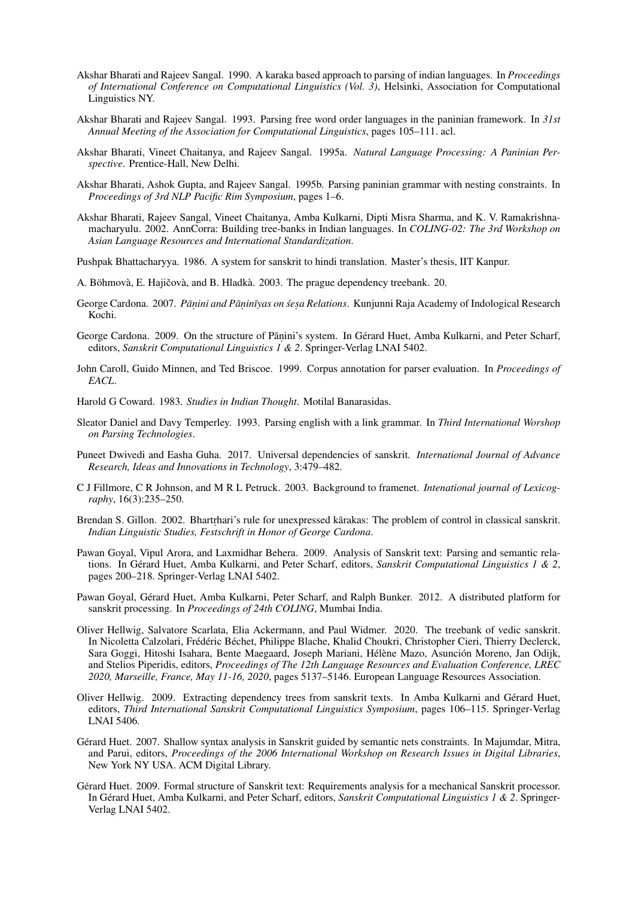Akshar Bharati and Rajeev Sangal. 1990. A karaka based approach to parsing of indian languages. In *Proceedings of International Conference on Computational Linguistics (Vol. 3)*, Helsinki, Association for Computational Linguistics NY.

Akshar Bharati and Rajeev Sangal. 1993. Parsing free word order languages in the paninian framework. In *31st Annual Meeting of the Association for Computational Linguistics*, pages 105–111. acl.

Akshar Bharati, Vineet Chaitanya, and Rajeev Sangal. 1995a. *Natural Language Processing: A Paninian Perspective*. Prentice-Hall, New Delhi.

Akshar Bharati, Ashok Gupta, and Rajeev Sangal. 1995b. Parsing paninian grammar with nesting constraints. In *Proceedings of 3rd NLP Pacific Rim Symposium*, pages 1–6.

Akshar Bharati, Rajeev Sangal, Vineet Chaitanya, Amba Kulkarni, Dipti Misra Sharma, and K. V. Ramakrishnamacharyulu. 2002. AnnCorra: Building tree-banks in Indian languages. In *COLING-02: The 3rd Workshop on Asian Language Resources and International Standardization*.

Pushpak Bhattacharyya. 1986. A system for sanskrit to hindi translation. Master's thesis, IIT Kanpur.

A. Böhmovà, E. Hajičovà, and B. Hladkà. 2003. The prague dependency treebank. 20.

George Cardona. 2007. *Pāṇini and Pāṇinīyas on śeṣa Relations*. Kunjunni Raja Academy of Indological Research Kochi.

George Cardona. 2009. On the structure of Pāṇini's system. In Gérard Huet, Amba Kulkarni, and Peter Scharf, editors, *Sanskrit Computational Linguistics 1 & 2*. Springer-Verlag LNAI 5402.

John Caroll, Guido Minnen, and Ted Briscoe. 1999. Corpus annotation for parser evaluation. In *Proceedings of EACL*.

Harold G Coward. 1983. *Studies in Indian Thought*. Motilal Banarasidas.

Sleator Daniel and Davy Temperley. 1993. Parsing english with a link grammar. In *Third International Worshop on Parsing Technologies*.

Puneet Dwivedi and Easha Guha. 2017. Universal dependencies of sanskrit. *International Journal of Advance Research, Ideas and Innovations in Technology*, 3:479–482.

C J Fillmore, C R Johnson, and M R L Petruck. 2003. Background to framenet. *Intenational journal of Lexicography*, 16(3):235–250.

Brendan S. Gillon. 2002. Bhartṛhari's rule for unexpressed kārakas: The problem of control in classical sanskrit. *Indian Linguistic Studies, Festschrift in Honor of George Cardona*.

Pawan Goyal, Vipul Arora, and Laxmidhar Behera. 2009. Analysis of Sanskrit text: Parsing and semantic relations. In Gérard Huet, Amba Kulkarni, and Peter Scharf, editors, *Sanskrit Computational Linguistics 1 & 2*, pages 200–218. Springer-Verlag LNAI 5402.

Pawan Goyal, Gérard Huet, Amba Kulkarni, Peter Scharf, and Ralph Bunker. 2012. A distributed platform for sanskrit processing. In *Proceedings of 24th COLING*, Mumbai India.

Oliver Hellwig, Salvatore Scarlata, Elia Ackermann, and Paul Widmer. 2020. The treebank of vedic sanskrit. In Nicoletta Calzolari, Frédéric Béchet, Philippe Blache, Khalid Choukri, Christopher Cieri, Thierry Declerck, Sara Goggi, Hitoshi Isahara, Bente Maegaard, Joseph Mariani, Hélène Mazo, Asunción Moreno, Jan Odijk, and Stelios Piperidis, editors, *Proceedings of The 12th Language Resources and Evaluation Conference, LREC 2020, Marseille, France, May 11-16, 2020*, pages 5137–5146. European Language Resources Association.

Oliver Hellwig. 2009. Extracting dependency trees from sanskrit texts. In Amba Kulkarni and Gérard Huet, editors, *Third International Sanskrit Computational Linguistics Symposium*, pages 106–115. Springer-Verlag LNAI 5406.

Gérard Huet. 2007. Shallow syntax analysis in Sanskrit guided by semantic nets constraints. In Majumdar, Mitra, and Parui, editors, *Proceedings of the 2006 International Workshop on Research Issues in Digital Libraries*, New York NY USA. ACM Digital Library.

Gérard Huet. 2009. Formal structure of Sanskrit text: Requirements analysis for a mechanical Sanskrit processor. In Gérard Huet, Amba Kulkarni, and Peter Scharf, editors, *Sanskrit Computational Linguistics 1 & 2*. Springer-Verlag LNAI 5402.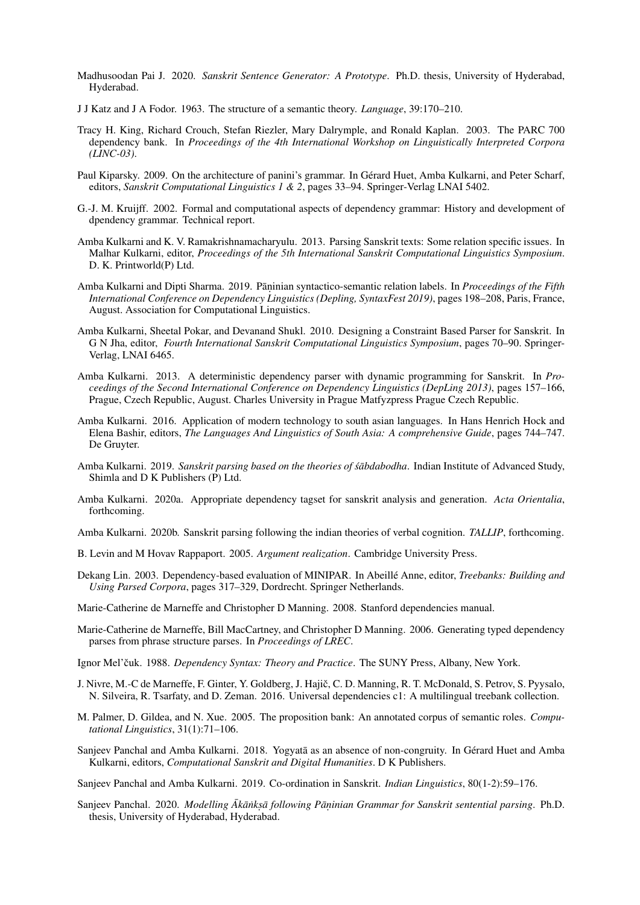Madhusoodan Pai J. 2020. *Sanskrit Sentence Generator: A Prototype*. Ph.D. thesis, University of Hyderabad, Hyderabad.

J J Katz and J A Fodor. 1963. The structure of a semantic theory. *Language*, 39:170–210.

Tracy H. King, Richard Crouch, Stefan Riezler, Mary Dalrymple, and Ronald Kaplan. 2003. The PARC 700 dependency bank. In *Proceedings of the 4th International Workshop on Linguistically Interpreted Corpora (LINC-03)*.

Paul Kiparsky. 2009. On the architecture of panini's grammar. In Gérard Huet, Amba Kulkarni, and Peter Scharf, editors, *Sanskrit Computational Linguistics 1 & 2*, pages 33–94. Springer-Verlag LNAI 5402.

G.-J. M. Kruijff. 2002. Formal and computational aspects of dependency grammar: History and development of dpendency grammar. Technical report.

Amba Kulkarni and K. V. Ramakrishnamacharyulu. 2013. Parsing Sanskrit texts: Some relation specific issues. In Malhar Kulkarni, editor, *Proceedings of the 5th International Sanskrit Computational Linguistics Symposium*. D. K. Printworld(P) Ltd.

Amba Kulkarni and Dipti Sharma. 2019. Pāṇinian syntactico-semantic relation labels. In *Proceedings of the Fifth International Conference on Dependency Linguistics (Depling, SyntaxFest 2019)*, pages 198–208, Paris, France, August. Association for Computational Linguistics.

Amba Kulkarni, Sheetal Pokar, and Devanand Shukl. 2010. Designing a Constraint Based Parser for Sanskrit. In G N Jha, editor, *Fourth International Sanskrit Computational Linguistics Symposium*, pages 70–90. Springer-Verlag, LNAI 6465.

Amba Kulkarni. 2013. A deterministic dependency parser with dynamic programming for Sanskrit. In *Proceedings of the Second International Conference on Dependency Linguistics (DepLing 2013)*, pages 157–166, Prague, Czech Republic, August. Charles University in Prague Matfyzpress Prague Czech Republic.

Amba Kulkarni. 2016. Application of modern technology to south asian languages. In Hans Henrich Hock and Elena Bashir, editors, *The Languages And Linguistics of South Asia: A comprehensive Guide*, pages 744–747. De Gruyter.

Amba Kulkarni. 2019. *Sanskrit parsing based on the theories of śābdabodha*. Indian Institute of Advanced Study, Shimla and D K Publishers (P) Ltd.

Amba Kulkarni. 2020a. Appropriate dependency tagset for sanskrit analysis and generation. *Acta Orientalia*, forthcoming.

Amba Kulkarni. 2020b. Sanskrit parsing following the indian theories of verbal cognition. *TALLIP*, forthcoming.

B. Levin and M Hovav Rappaport. 2005. *Argument realization*. Cambridge University Press.

Dekang Lin. 2003. Dependency-based evaluation of MINIPAR. In Abeillé Anne, editor, *Treebanks: Building and Using Parsed Corpora*, pages 317–329, Dordrecht. Springer Netherlands.

Marie-Catherine de Marneffe and Christopher D Manning. 2008. Stanford dependencies manual.

Marie-Catherine de Marneffe, Bill MacCartney, and Christopher D Manning. 2006. Generating typed dependency parses from phrase structure parses. In *Proceedings of LREC*.

Ignor Mel'čuk. 1988. *Dependency Syntax: Theory and Practice*. The SUNY Press, Albany, New York.

J. Nivre, M.-C de Marneffe, F. Ginter, Y. Goldberg, J. Hajič, C. D. Manning, R. T. McDonald, S. Petrov, S. Pyysalo, N. Silveira, R. Tsarfaty, and D. Zeman. 2016. Universal dependencies c1: A multilingual treebank collection.

M. Palmer, D. Gildea, and N. Xue. 2005. The proposition bank: An annotated corpus of semantic roles. *Computational Linguistics*, 31(1):71–106.

Sanjeev Panchal and Amba Kulkarni. 2018. Yogyatā as an absence of non-congruity. In Gérard Huet and Amba Kulkarni, editors, *Computational Sanskrit and Digital Humanities*. D K Publishers.

Sanjeev Panchal and Amba Kulkarni. 2019. Co-ordination in Sanskrit. *Indian Linguistics*, 80(1-2):59–176.

Sanjeev Panchal. 2020. *Modelling Ākāṅkṣā following Pāṇinian Grammar for Sanskrit sentential parsing*. Ph.D. thesis, University of Hyderabad, Hyderabad.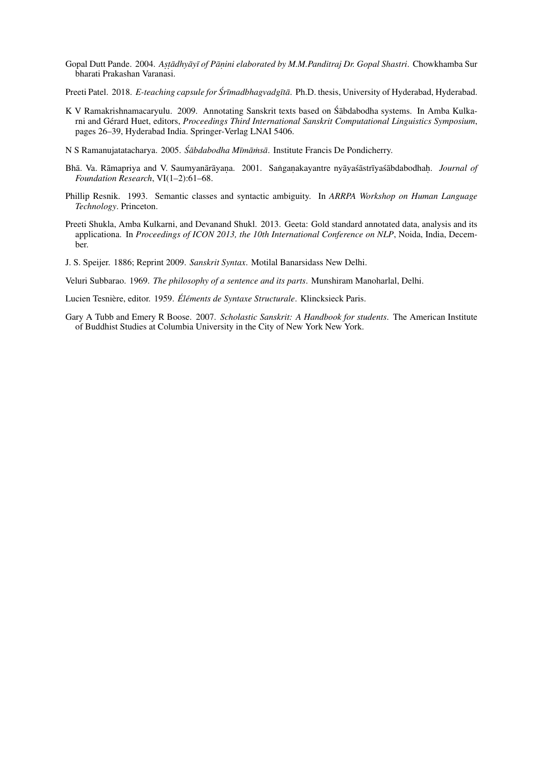Gopal Dutt Pande. 2004. *Aṣṭādhyāyī of Pāṇini elaborated by M.M.Panditraj Dr. Gopal Shastri*. Chowkhamba Sur bharati Prakashan Varanasi.

Preeti Patel. 2018. *E-teaching capsule for Śrīmadbhagvadgītā*. Ph.D. thesis, University of Hyderabad, Hyderabad.

K V Ramakrishnamacaryulu. 2009. Annotating Sanskrit texts based on Śābdabodha systems. In Amba Kulkarni and Gérard Huet, editors, *Proceedings Third International Sanskrit Computational Linguistics Symposium*, pages 26–39, Hyderabad India. Springer-Verlag LNAI 5406.

N S Ramanujatatacharya. 2005. *Śābdabodha Mīmāṁsā*. Institute Francis De Pondicherry.

Bhā. Va. Rāmapriya and V. Saumyanārāyaṇa. 2001. Saṅgaṇakayantre nyāyaśāstrīyaśābdabodhaḥ. *Journal of Foundation Research*, VI(1–2):61–68.

Phillip Resnik. 1993. Semantic classes and syntactic ambiguity. In *ARRPA Workshop on Human Language Technology*. Princeton.

Preeti Shukla, Amba Kulkarni, and Devanand Shukl. 2013. Geeta: Gold standard annotated data, analysis and its applicationa. In *Proceedings of ICON 2013, the 10th International Conference on NLP*, Noida, India, December.

J. S. Speijer. 1886; Reprint 2009. *Sanskrit Syntax*. Motilal Banarsidass New Delhi.

Veluri Subbarao. 1969. *The philosophy of a sentence and its parts*. Munshiram Manoharlal, Delhi.

Lucien Tesnière, editor. 1959. *Éléments de Syntaxe Structurale*. Klincksieck Paris.

Gary A Tubb and Emery R Boose. 2007. *Scholastic Sanskrit: A Handbook for students*. The American Institute of Buddhist Studies at Columbia University in the City of New York New York.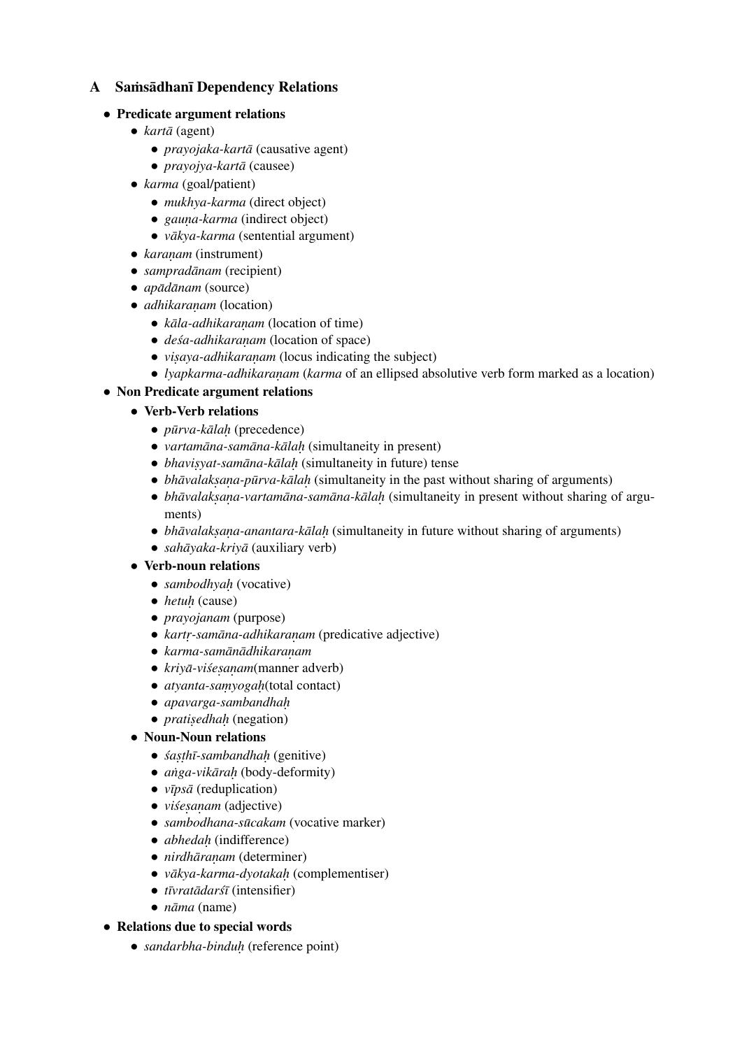## A Saṁsādhanī Dependency Relations

- **Predicate argument relations**
  - *kartā* (agent)
    - *prayojaka-kartā* (causative agent)
    - *prayojya-kartā* (causee)
  - *karma* (goal/patient)
    - *mukhya-karma* (direct object)
    - *gauṇa-karma* (indirect object)
    - *vākya-karma* (sentential argument)
  - *karaṇam* (instrument)
  - *sampradānam* (recipient)
  - *apādānam* (source)
  - *adhikaraṇam* (location)
    - *kāla-adhikaraṇam* (location of time)
    - *deśa-adhikaraṇam* (location of space)
    - *viṣaya-adhikaraṇam* (locus indicating the subject)
    - *lyapkarma-adhikaraṇam* (*karma* of an ellipsed absolutive verb form marked as a location)
- **Non Predicate argument relations**
  - **Verb-Verb relations**
    - *pūrva-kālaḥ* (precedence)
    - *vartamāna-samāna-kālaḥ* (simultaneity in present)
    - *bhaviṣyat-samāna-kālaḥ* (simultaneity in future) tense
    - *bhāvalakṣaṇa-pūrva-kālaḥ* (simultaneity in the past without sharing of arguments)
    - *bhāvalakṣaṇa-vartamāna-samāna-kālaḥ* (simultaneity in present without sharing of arguments)
    - *bhāvalakṣaṇa-anantara-kālaḥ* (simultaneity in future without sharing of arguments)
    - *sahāyaka-kriyā* (auxiliary verb)
  - **Verb-noun relations**
    - *sambodhyaḥ* (vocative)
    - *hetuḥ* (cause)
    - *prayojanam* (purpose)
    - *kartṛ-samāna-adhikaraṇam* (predicative adjective)
    - *karma-samānādhikaraṇam*
    - *kriyā-viśeṣaṇam*(manner adverb)
    - *atyanta-saṃyogaḥ*(total contact)
    - *apavarga-sambandhaḥ*
    - *pratiṣedhaḥ* (negation)
  - **Noun-Noun relations**
    - *śaṣṭhī-sambandhaḥ* (genitive)
    - *aṅga-vikāraḥ* (body-deformity)
    - *vīpsā* (reduplication)
    - *viśeṣaṇam* (adjective)
    - *sambodhana-sūcakam* (vocative marker)
    - *abhedaḥ* (indifference)
    - *nirdhāraṇam* (determiner)
    - *vākya-karma-dyotakaḥ* (complementiser)
    - *tīvratādarśī* (intensifier)
    - *nāma* (name)
- **Relations due to special words**
  - *sandarbha-binduḥ* (reference point)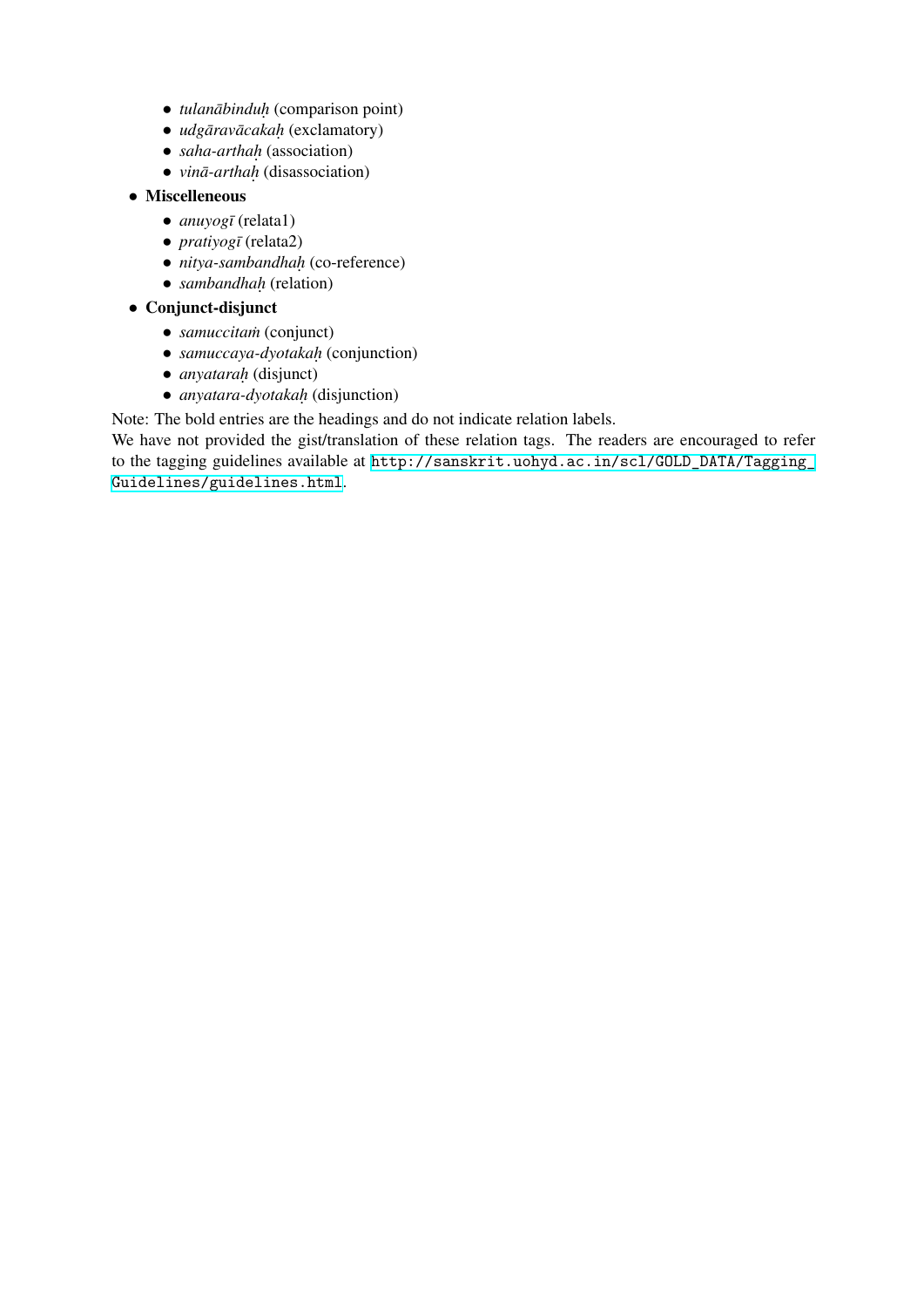- *tulanābinduḥ* (comparison point)
  - *udgāravācakaḥ* (exclamatory)
  - *saha-arthaḥ* (association)
  - *vinā-arthaḥ* (disassociation)
- **Miscelleneous**
  - *anuyogī* (relata1)
  - *pratiyogī* (relata2)
  - *nitya-sambandhaḥ* (co-reference)
  - *sambandhaḥ* (relation)
- **Conjunct-disjunct**
  - *samuccitaṁ* (conjunct)
  - *samuccaya-dyotakaḥ* (conjunction)
  - *anyataraḥ* (disjunct)
  - *anyatara-dyotakaḥ* (disjunction)

Note: The bold entries are the headings and do not indicate relation labels.

We have not provided the gist/translation of these relation tags. The readers are encouraged to refer to the tagging guidelines available at `http://sanskrit.uohyd.ac.in/scl/GOLD_DATA/Tagging_Guidelines/guidelines.html`.